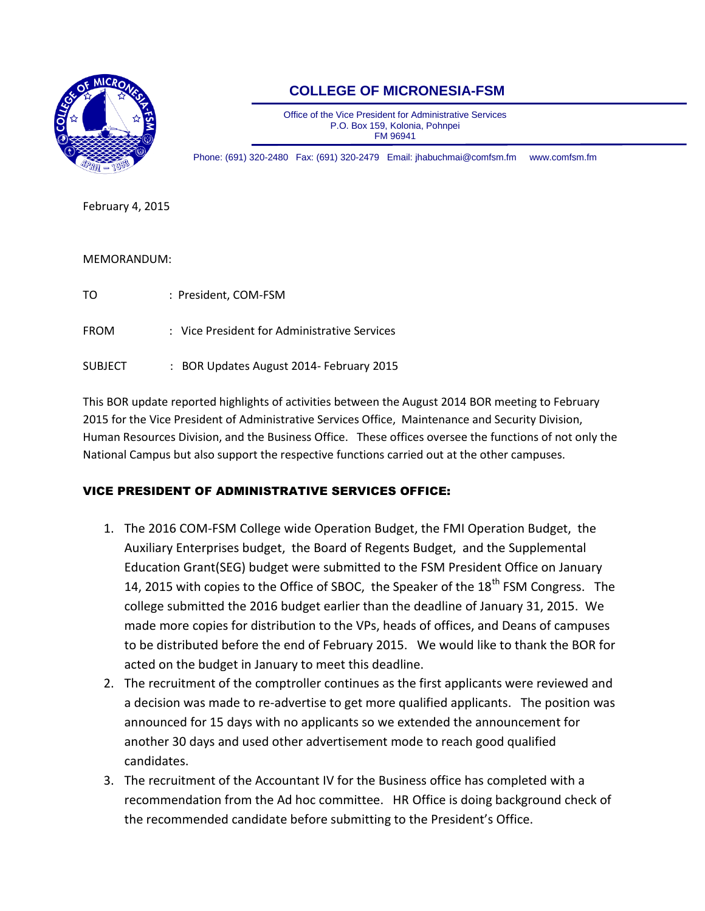# COLLEGE OF MICRONESIA-FSM

Office of the Vice President for Administrative Services
P.O. Box 159, Kolonia, Pohnpei
FM 96941

Phone: (691) 320-2480 Fax: (691) 320-2479 Email: jhabuchmai@comfsm.fm www.comfsm.fm

February 4, 2015

MEMORANDUM:

TO : President, COM-FSM

FROM : Vice President for Administrative Services

SUBJECT : BOR Updates August 2014- February 2015

This BOR update reported highlights of activities between the August 2014 BOR meeting to February 2015 for the Vice President of Administrative Services Office, Maintenance and Security Division, Human Resources Division, and the Business Office. These offices oversee the functions of not only the National Campus but also support the respective functions carried out at the other campuses.

## VICE PRESIDENT OF ADMINISTRATIVE SERVICES OFFICE:

1. The 2016 COM-FSM College wide Operation Budget, the FMI Operation Budget, the Auxiliary Enterprises budget, the Board of Regents Budget, and the Supplemental Education Grant(SEG) budget were submitted to the FSM President Office on January 14, 2015 with copies to the Office of SBOC, the Speaker of the 18th FSM Congress. The college submitted the 2016 budget earlier than the deadline of January 31, 2015. We made more copies for distribution to the VPs, heads of offices, and Deans of campuses to be distributed before the end of February 2015. We would like to thank the BOR for acted on the budget in January to meet this deadline.
2. The recruitment of the comptroller continues as the first applicants were reviewed and a decision was made to re-advertise to get more qualified applicants. The position was announced for 15 days with no applicants so we extended the announcement for another 30 days and used other advertisement mode to reach good qualified candidates.
3. The recruitment of the Accountant IV for the Business office has completed with a recommendation from the Ad hoc committee. HR Office is doing background check of the recommended candidate before submitting to the President's Office.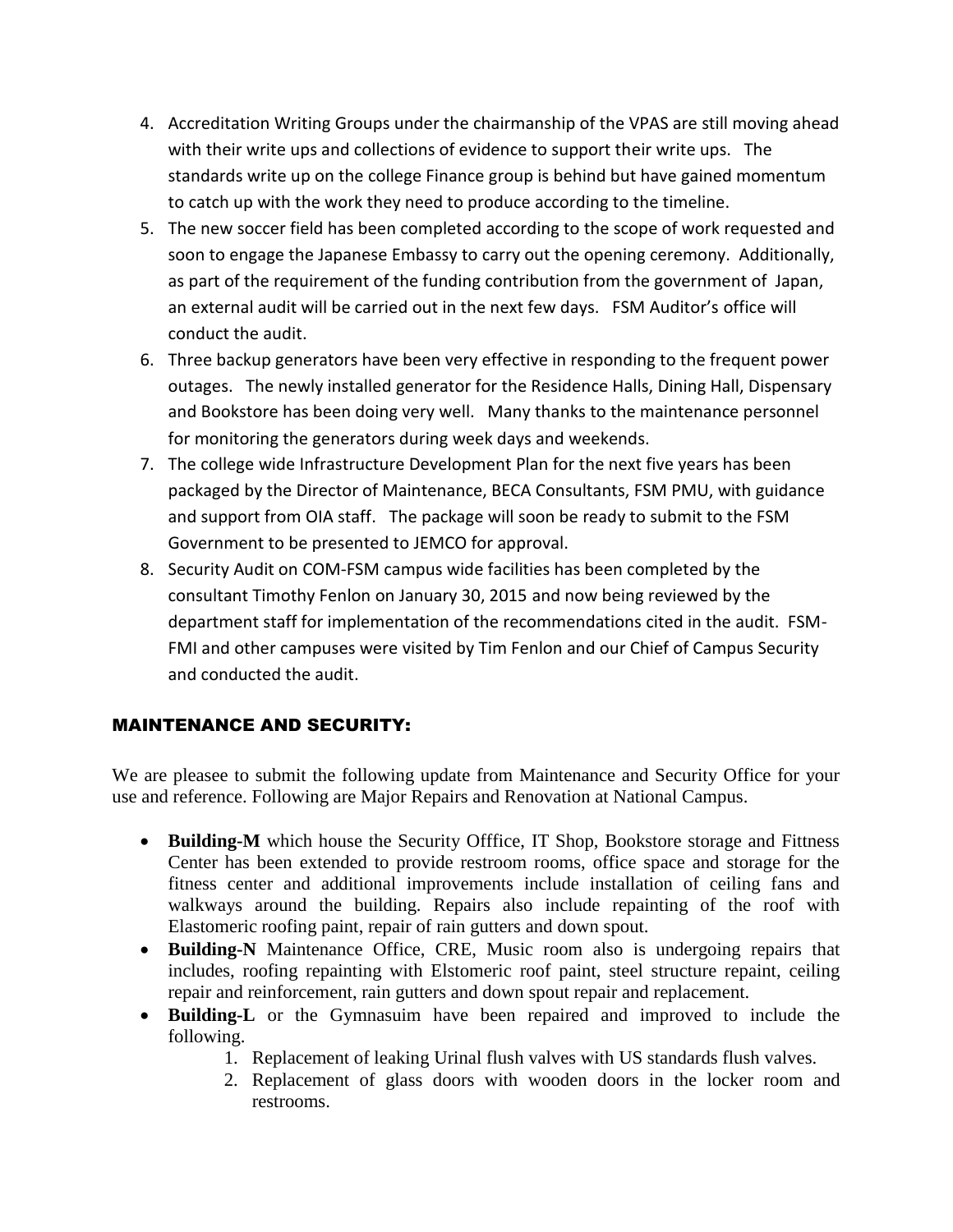4. Accreditation Writing Groups under the chairmanship of the VPAS are still moving ahead with their write ups and collections of evidence to support their write ups. The standards write up on the college Finance group is behind but have gained momentum to catch up with the work they need to produce according to the timeline.
5. The new soccer field has been completed according to the scope of work requested and soon to engage the Japanese Embassy to carry out the opening ceremony. Additionally, as part of the requirement of the funding contribution from the government of Japan, an external audit will be carried out in the next few days. FSM Auditor's office will conduct the audit.
6. Three backup generators have been very effective in responding to the frequent power outages. The newly installed generator for the Residence Halls, Dining Hall, Dispensary and Bookstore has been doing very well. Many thanks to the maintenance personnel for monitoring the generators during week days and weekends.
7. The college wide Infrastructure Development Plan for the next five years has been packaged by the Director of Maintenance, BECA Consultants, FSM PMU, with guidance and support from OIA staff. The package will soon be ready to submit to the FSM Government to be presented to JEMCO for approval.
8. Security Audit on COM-FSM campus wide facilities has been completed by the consultant Timothy Fenlon on January 30, 2015 and now being reviewed by the department staff for implementation of the recommendations cited in the audit. FSM-FMI and other campuses were visited by Tim Fenlon and our Chief of Campus Security and conducted the audit.

## MAINTENANCE AND SECURITY:

We are pleasee to submit the following update from Maintenance and Security Office for your use and reference. Following are Major Repairs and Renovation at National Campus.

- **Building-M** which house the Security Offfice, IT Shop, Bookstore storage and Fittness Center has been extended to provide restroom rooms, office space and storage for the fitness center and additional improvements include installation of ceiling fans and walkways around the building. Repairs also include repainting of the roof with Elastomeric roofing paint, repair of rain gutters and down spout.
- **Building-N** Maintenance Office, CRE, Music room also is undergoing repairs that includes, roofing repainting with Elstomeric roof paint, steel structure repaint, ceiling repair and reinforcement, rain gutters and down spout repair and replacement.
- **Building-L** or the Gymnasuim have been repaired and improved to include the following.
    1. Replacement of leaking Urinal flush valves with US standards flush valves.
    2. Replacement of glass doors with wooden doors in the locker room and restrooms.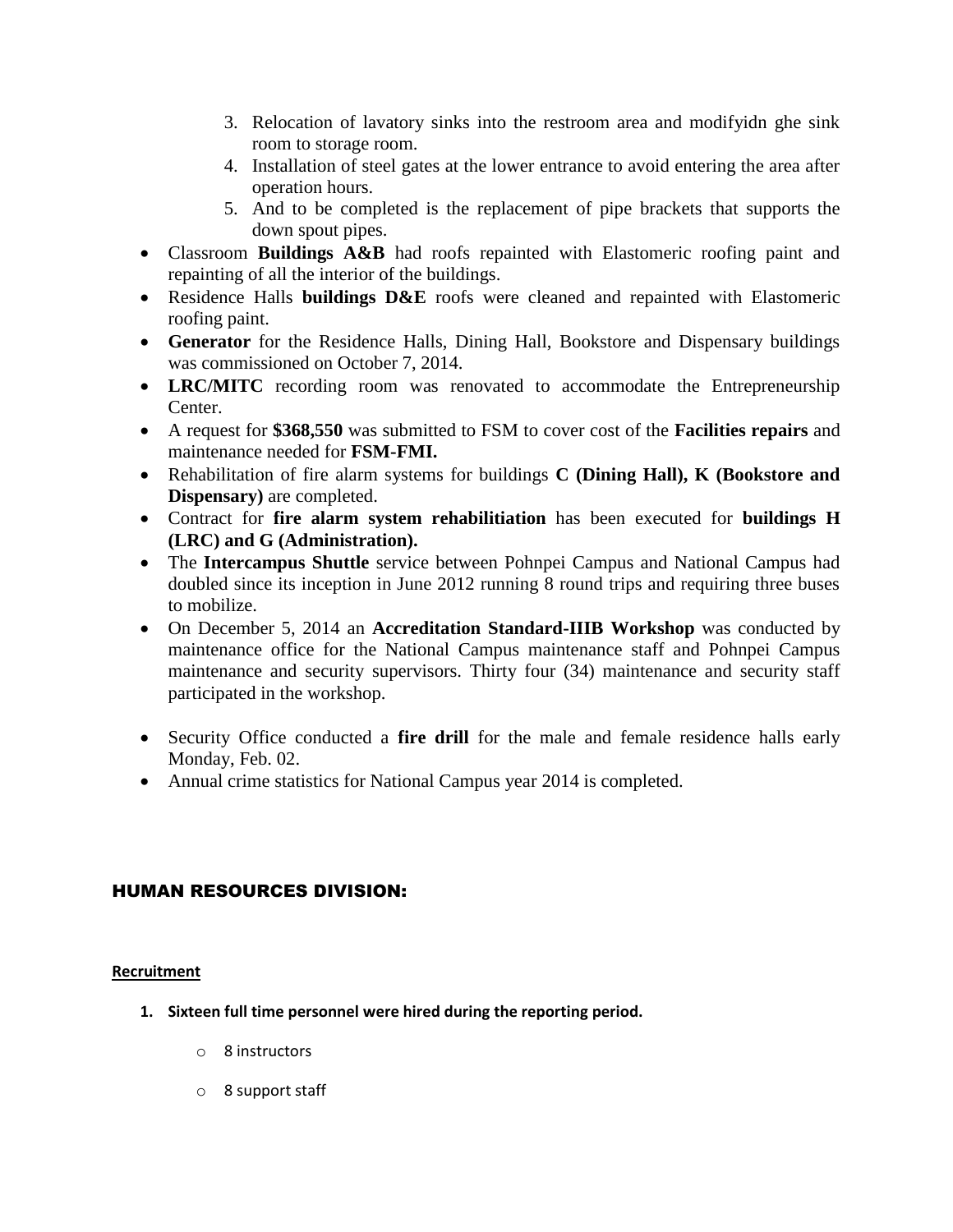3. Relocation of lavatory sinks into the restroom area and modifyidn ghe sink room to storage room.
4. Installation of steel gates at the lower entrance to avoid entering the area after operation hours.
5. And to be completed is the replacement of pipe brackets that supports the down spout pipes.

- Classroom **Buildings A&B** had roofs repainted with Elastomeric roofing paint and repainting of all the interior of the buildings.
- Residence Halls **buildings D&E** roofs were cleaned and repainted with Elastomeric roofing paint.
- **Generator** for the Residence Halls, Dining Hall, Bookstore and Dispensary buildings was commissioned on October 7, 2014.
- **LRC/MITC** recording room was renovated to accommodate the Entrepreneurship Center.
- A request for **$368,550** was submitted to FSM to cover cost of the **Facilities repairs** and maintenance needed for **FSM-FMI.**
- Rehabilitation of fire alarm systems for buildings **C (Dining Hall), K (Bookstore and Dispensary)** are completed.
- Contract for **fire alarm system rehabilitiation** has been executed for **buildings H (LRC) and G (Administration).**
- The **Intercampus Shuttle** service between Pohnpei Campus and National Campus had doubled since its inception in June 2012 running 8 round trips and requiring three buses to mobilize.
- On December 5, 2014 an **Accreditation Standard-IIIB Workshop** was conducted by maintenance office for the National Campus maintenance staff and Pohnpei Campus maintenance and security supervisors. Thirty four (34) maintenance and security staff participated in the workshop.
- Security Office conducted a **fire drill** for the male and female residence halls early Monday, Feb. 02.
- Annual crime statistics for National Campus year 2014 is completed.

## HUMAN RESOURCES DIVISION:

**Recruitment**

1. **Sixteen full time personnel were hired during the reporting period.**
   - 8 instructors
   - 8 support staff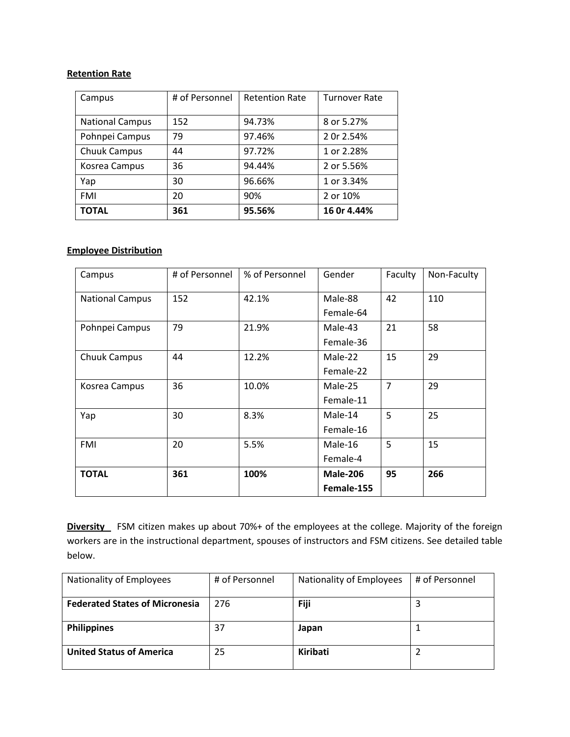**Retention Rate**

| Campus | # of Personnel | Retention Rate | Turnover Rate |
|---|---|---|---|
| National Campus | 152 | 94.73% | 8 or 5.27% |
| Pohnpei Campus | 79 | 97.46% | 2 0r 2.54% |
| Chuuk Campus | 44 | 97.72% | 1 or 2.28% |
| Kosrea Campus | 36 | 94.44% | 2 or 5.56% |
| Yap | 30 | 96.66% | 1 or 3.34% |
| FMI | 20 | 90% | 2 or 10% |
| **TOTAL** | **361** | **95.56%** | **16 0r 4.44%** |

**Employee Distribution**

| Campus | # of Personnel | % of Personnel | Gender | Faculty | Non-Faculty |
|---|---|---|---|---|---|
| National Campus | 152 | 42.1% | Male-88 Female-64 | 42 | 110 |
| Pohnpei Campus | 79 | 21.9% | Male-43 Female-36 | 21 | 58 |
| Chuuk Campus | 44 | 12.2% | Male-22 Female-22 | 15 | 29 |
| Kosrea Campus | 36 | 10.0% | Male-25 Female-11 | 7 | 29 |
| Yap | 30 | 8.3% | Male-14 Female-16 | 5 | 25 |
| FMI | 20 | 5.5% | Male-16 Female-4 | 5 | 15 |
| **TOTAL** | **361** | **100%** | **Male-206 Female-155** | **95** | **266** |

**Diversity** FSM citizen makes up about 70%+ of the employees at the college. Majority of the foreign workers are in the instructional department, spouses of instructors and FSM citizens. See detailed table below.

| Nationality of Employees | # of Personnel | Nationality of Employees | # of Personnel |
|---|---|---|---|
| **Federated States of Micronesia** | 276 | **Fiji** | 3 |
| **Philippines** | 37 | **Japan** | 1 |
| **United Status of America** | 25 | **Kiribati** | 2 |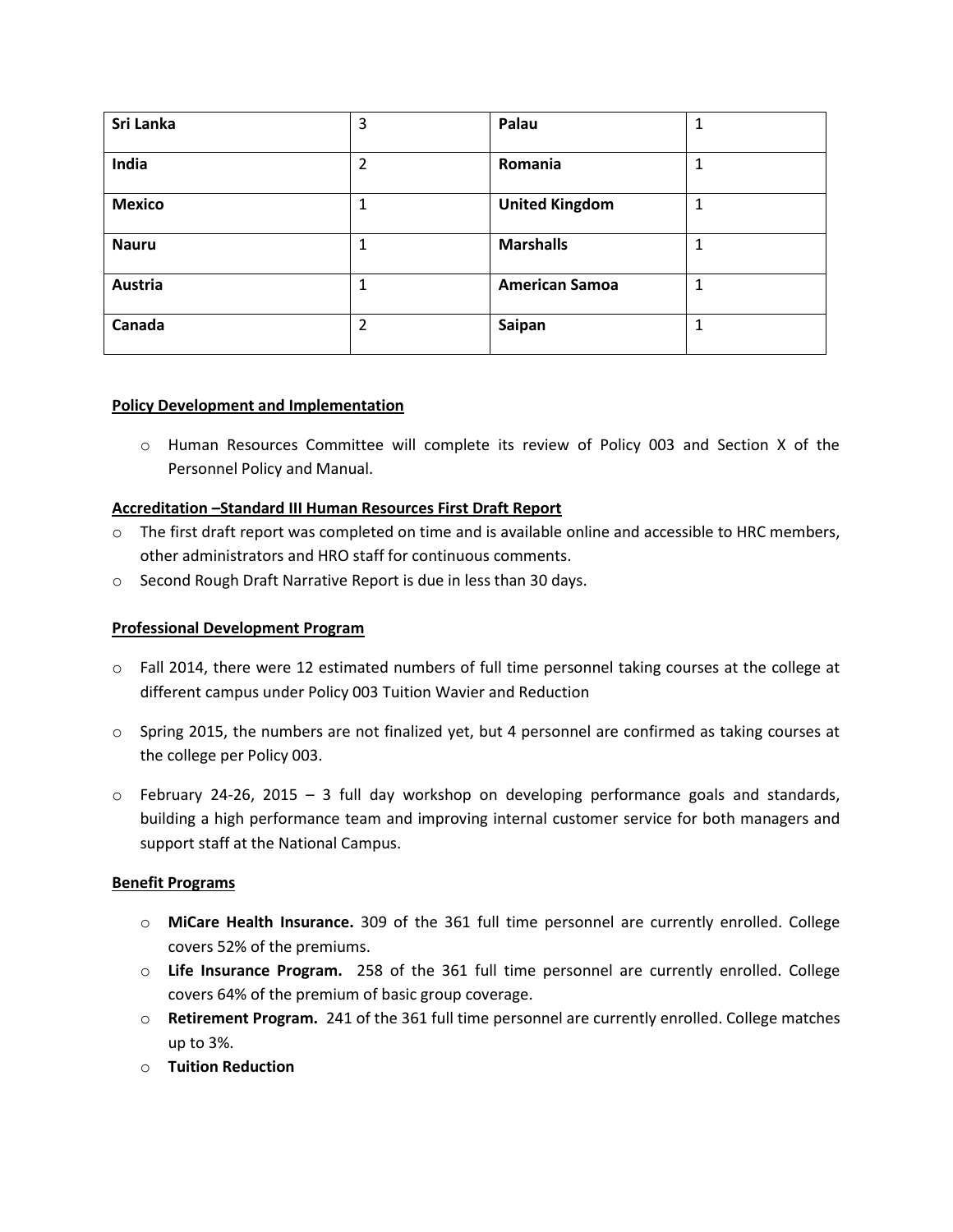| Sri Lanka | 3 | Palau | 1 |
|---|---|---|---|
| India | 2 | Romania | 1 |
| Mexico | 1 | United Kingdom | 1 |
| Nauru | 1 | Marshalls | 1 |
| Austria | 1 | American Samoa | 1 |
| Canada | 2 | Saipan | 1 |

**Policy Development and Implementation**

- Human Resources Committee will complete its review of Policy 003 and Section X of the Personnel Policy and Manual.

**Accreditation –Standard III Human Resources First Draft Report**

- The first draft report was completed on time and is available online and accessible to HRC members, other administrators and HRO staff for continuous comments.
- Second Rough Draft Narrative Report is due in less than 30 days.

**Professional Development Program**

- Fall 2014, there were 12 estimated numbers of full time personnel taking courses at the college at different campus under Policy 003 Tuition Wavier and Reduction
- Spring 2015, the numbers are not finalized yet, but 4 personnel are confirmed as taking courses at the college per Policy 003.
- February 24-26, 2015 – 3 full day workshop on developing performance goals and standards, building a high performance team and improving internal customer service for both managers and support staff at the National Campus.

**Benefit Programs**

- **MiCare Health Insurance.** 309 of the 361 full time personnel are currently enrolled. College covers 52% of the premiums.
- **Life Insurance Program.** 258 of the 361 full time personnel are currently enrolled. College covers 64% of the premium of basic group coverage.
- **Retirement Program.** 241 of the 361 full time personnel are currently enrolled. College matches up to 3%.
- **Tuition Reduction**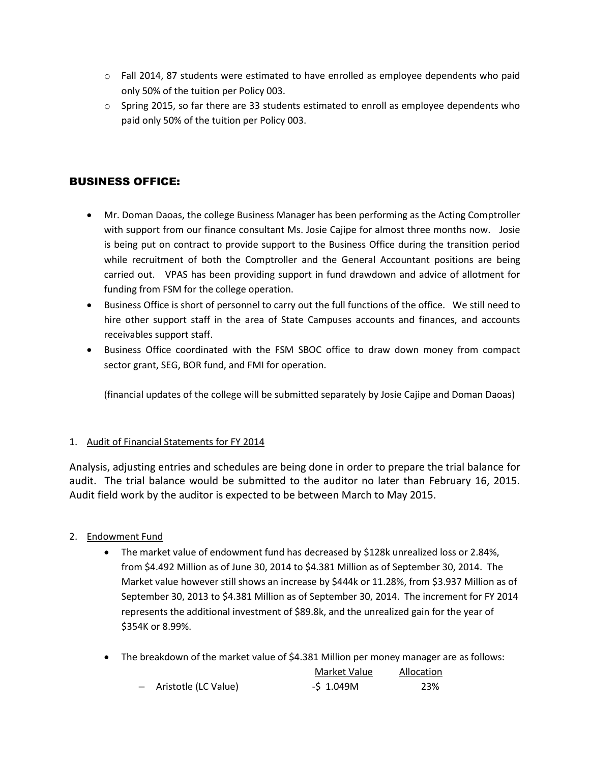- Fall 2014, 87 students were estimated to have enrolled as employee dependents who paid only 50% of the tuition per Policy 003.
- Spring 2015, so far there are 33 students estimated to enroll as employee dependents who paid only 50% of the tuition per Policy 003.

## BUSINESS OFFICE:

- Mr. Doman Daoas, the college Business Manager has been performing as the Acting Comptroller with support from our finance consultant Ms. Josie Cajipe for almost three months now. Josie is being put on contract to provide support to the Business Office during the transition period while recruitment of both the Comptroller and the General Accountant positions are being carried out. VPAS has been providing support in fund drawdown and advice of allotment for funding from FSM for the college operation.
- Business Office is short of personnel to carry out the full functions of the office. We still need to hire other support staff in the area of State Campuses accounts and finances, and accounts receivables support staff.
- Business Office coordinated with the FSM SBOC office to draw down money from compact sector grant, SEG, BOR fund, and FMI for operation.

  (financial updates of the college will be submitted separately by Josie Cajipe and Doman Daoas)

1. <u>Audit of Financial Statements for FY 2014</u>

Analysis, adjusting entries and schedules are being done in order to prepare the trial balance for audit. The trial balance would be submitted to the auditor no later than February 16, 2015. Audit field work by the auditor is expected to be between March to May 2015.

2. <u>Endowment Fund</u>
   - The market value of endowment fund has decreased by $128k unrealized loss or 2.84%, from $4.492 Million as of June 30, 2014 to $4.381 Million as of September 30, 2014. The Market value however still shows an increase by $444k or 11.28%, from $3.937 Million as of September 30, 2013 to $4.381 Million as of September 30, 2014. The increment for FY 2014 represents the additional investment of $89.8k, and the unrealized gain for the year of $354K or 8.99%.

   - The breakdown of the market value of $4.381 Million per money manager are as follows:

| | Market Value | Allocation |
|---|---|---|
| – Aristotle (LC Value) | -$ 1.049M | 23% |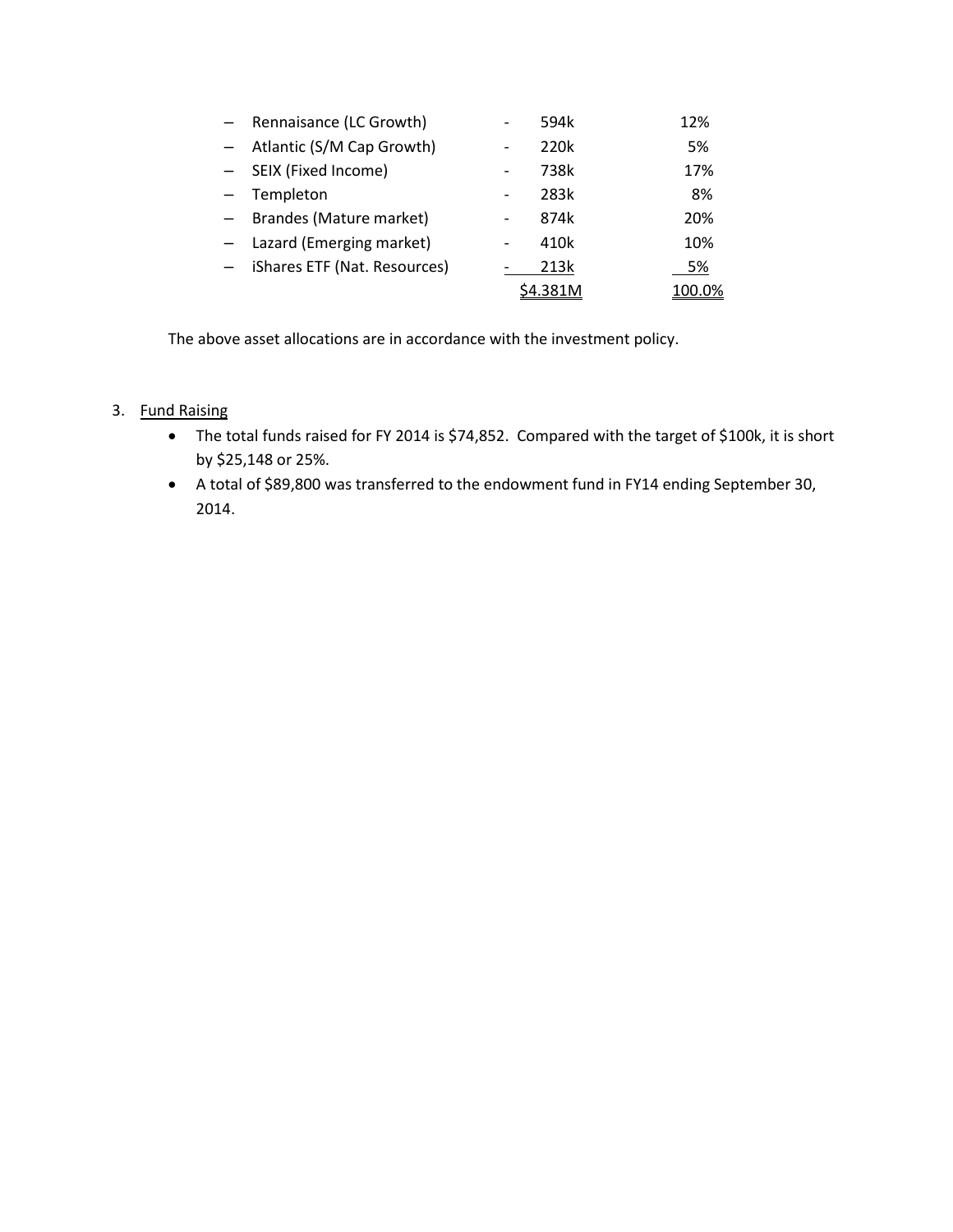- Rennaisance (LC Growth) - 594k 12%
- Atlantic (S/M Cap Growth) - 220k 5%
- SEIX (Fixed Income) - 738k 17%
- Templeton - 283k 8%
- Brandes (Mature market) - 874k 20%
- Lazard (Emerging market) - 410k 10%
- iShares ETF (Nat. Resources) - 213k 5%

$4.381M 100.0%

The above asset allocations are in accordance with the investment policy.

3. Fund Raising
   - The total funds raised for FY 2014 is $74,852. Compared with the target of $100k, it is short by $25,148 or 25%.
   - A total of $89,800 was transferred to the endowment fund in FY14 ending September 30, 2014.